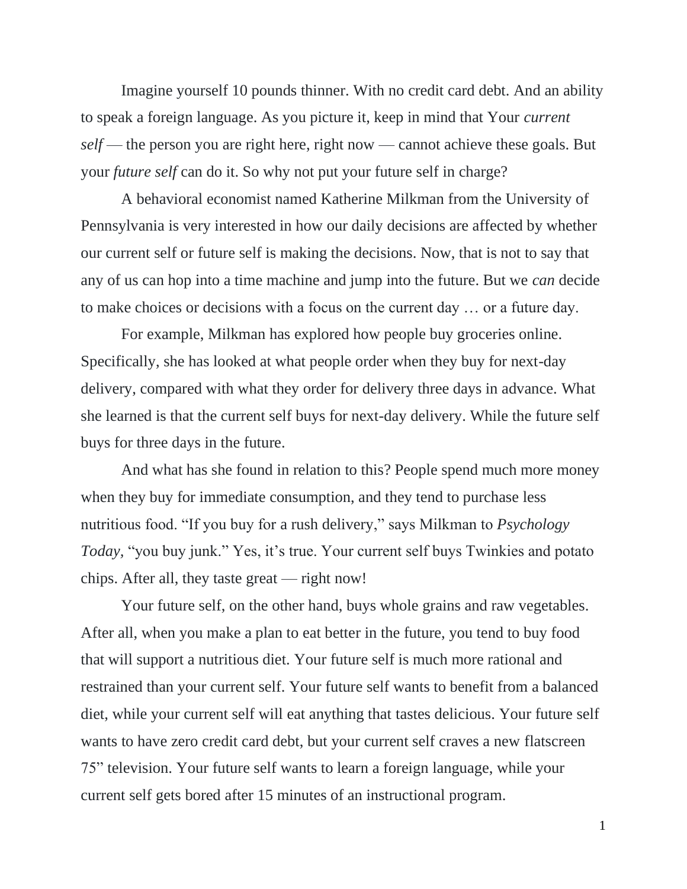Imagine yourself 10 pounds thinner. With no credit card debt. And an ability to speak a foreign language. As you picture it, keep in mind that Your *current self* — the person you are right here, right now — cannot achieve these goals. But your *future self* can do it. So why not put your future self in charge?

A behavioral economist named Katherine Milkman from the University of Pennsylvania is very interested in how our daily decisions are affected by whether our current self or future self is making the decisions. Now, that is not to say that any of us can hop into a time machine and jump into the future. But we *can* decide to make choices or decisions with a focus on the current day … or a future day.

For example, Milkman has explored how people buy groceries online. Specifically, she has looked at what people order when they buy for next-day delivery, compared with what they order for delivery three days in advance. What she learned is that the current self buys for next-day delivery. While the future self buys for three days in the future.

And what has she found in relation to this? People spend much more money when they buy for immediate consumption, and they tend to purchase less nutritious food. "If you buy for a rush delivery," says Milkman to *Psychology Today,* "you buy junk." Yes, it's true. Your current self buys Twinkies and potato chips. After all, they taste great — right now!

Your future self, on the other hand, buys whole grains and raw vegetables. After all, when you make a plan to eat better in the future, you tend to buy food that will support a nutritious diet. Your future self is much more rational and restrained than your current self. Your future self wants to benefit from a balanced diet, while your current self will eat anything that tastes delicious. Your future self wants to have zero credit card debt, but your current self craves a new flatscreen 75" television. Your future self wants to learn a foreign language, while your current self gets bored after 15 minutes of an instructional program.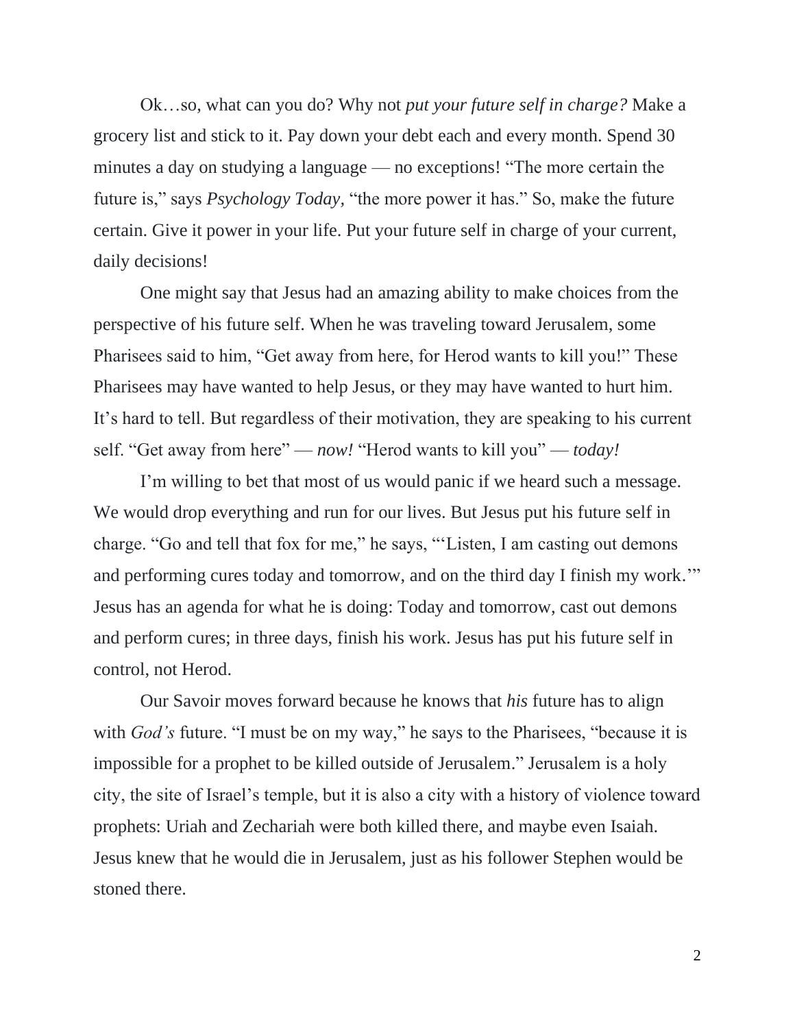Ok…so, what can you do? Why not *put your future self in charge?* Make a grocery list and stick to it. Pay down your debt each and every month. Spend 30 minutes a day on studying a language — no exceptions! "The more certain the future is," says *Psychology Today,* "the more power it has." So, make the future certain. Give it power in your life. Put your future self in charge of your current, daily decisions!

One might say that Jesus had an amazing ability to make choices from the perspective of his future self. When he was traveling toward Jerusalem, some Pharisees said to him, "Get away from here, for Herod wants to kill you!" These Pharisees may have wanted to help Jesus, or they may have wanted to hurt him. It's hard to tell. But regardless of their motivation, they are speaking to his current self. "Get away from here" — *now!* "Herod wants to kill you" — *today!*

I'm willing to bet that most of us would panic if we heard such a message. We would drop everything and run for our lives. But Jesus put his future self in charge. "Go and tell that fox for me," he says, "'Listen, I am casting out demons and performing cures today and tomorrow, and on the third day I finish my work.'" Jesus has an agenda for what he is doing: Today and tomorrow, cast out demons and perform cures; in three days, finish his work. Jesus has put his future self in control, not Herod.

Our Savoir moves forward because he knows that *his* future has to align with *God's* future. "I must be on my way," he says to the Pharisees, "because it is impossible for a prophet to be killed outside of Jerusalem." Jerusalem is a holy city, the site of Israel's temple, but it is also a city with a history of violence toward prophets: Uriah and Zechariah were both killed there, and maybe even Isaiah. Jesus knew that he would die in Jerusalem, just as his follower Stephen would be stoned there.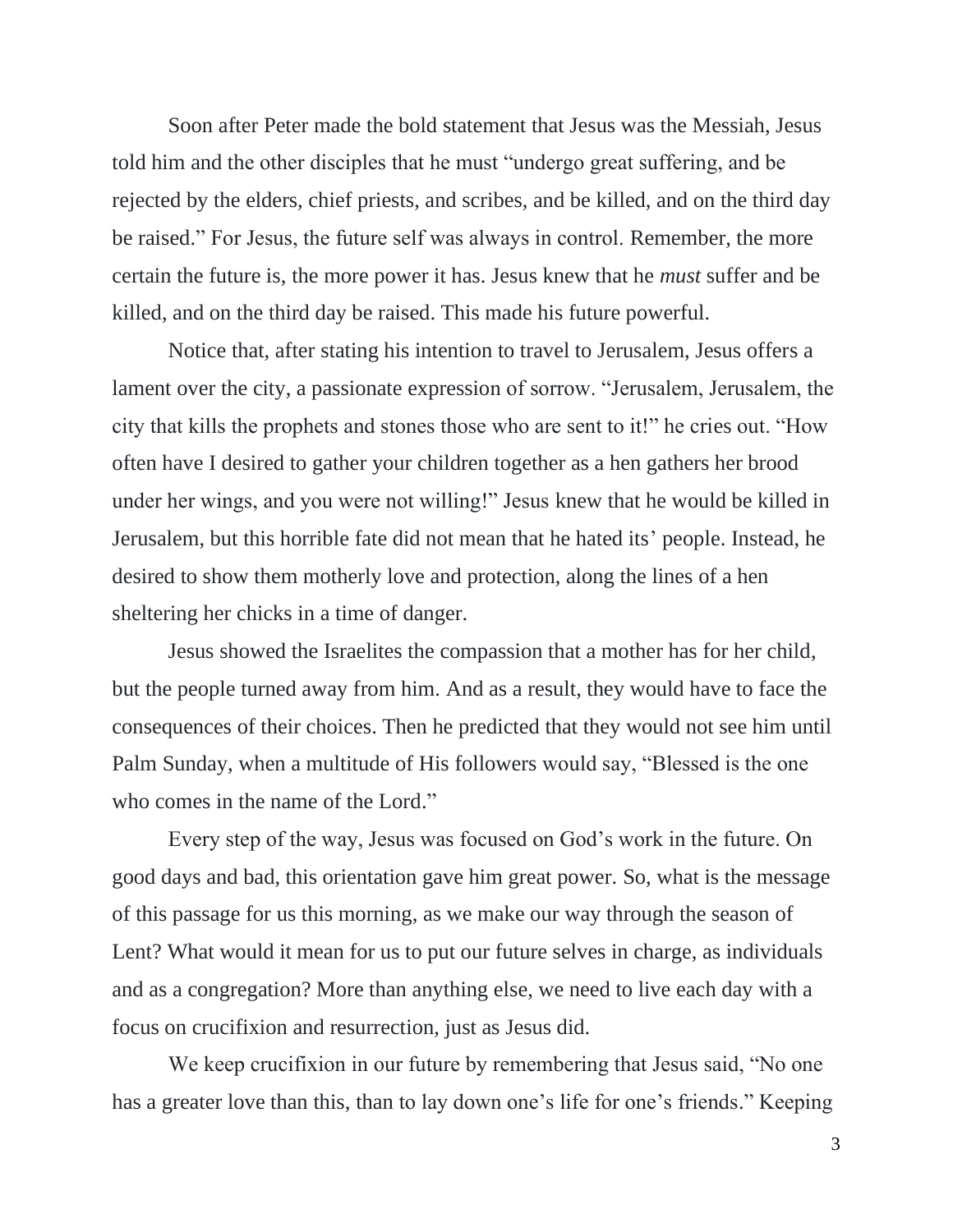Soon after Peter made the bold statement that Jesus was the Messiah, Jesus told him and the other disciples that he must "undergo great suffering, and be rejected by the elders, chief priests, and scribes, and be killed, and on the third day be raised." For Jesus, the future self was always in control. Remember, the more certain the future is, the more power it has. Jesus knew that he *must* suffer and be killed, and on the third day be raised. This made his future powerful.

Notice that, after stating his intention to travel to Jerusalem, Jesus offers a lament over the city, a passionate expression of sorrow. "Jerusalem, Jerusalem, the city that kills the prophets and stones those who are sent to it!" he cries out. "How often have I desired to gather your children together as a hen gathers her brood under her wings, and you were not willing!" Jesus knew that he would be killed in Jerusalem, but this horrible fate did not mean that he hated its' people. Instead, he desired to show them motherly love and protection, along the lines of a hen sheltering her chicks in a time of danger.

Jesus showed the Israelites the compassion that a mother has for her child, but the people turned away from him. And as a result, they would have to face the consequences of their choices. Then he predicted that they would not see him until Palm Sunday, when a multitude of His followers would say, "Blessed is the one who comes in the name of the Lord."

Every step of the way, Jesus was focused on God's work in the future. On good days and bad, this orientation gave him great power. So, what is the message of this passage for us this morning, as we make our way through the season of Lent? What would it mean for us to put our future selves in charge, as individuals and as a congregation? More than anything else, we need to live each day with a focus on crucifixion and resurrection, just as Jesus did.

We keep crucifixion in our future by remembering that Jesus said, "No one has a greater love than this, than to lay down one's life for one's friends." Keeping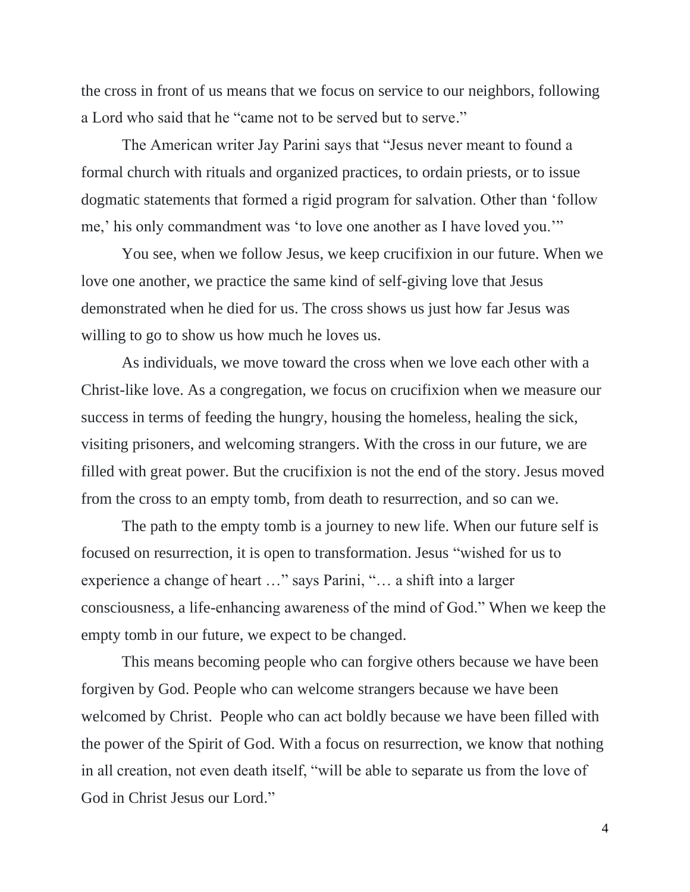the cross in front of us means that we focus on service to our neighbors, following a Lord who said that he "came not to be served but to serve."

The American writer Jay Parini says that "Jesus never meant to found a formal church with rituals and organized practices, to ordain priests, or to issue dogmatic statements that formed a rigid program for salvation. Other than 'follow me,' his only commandment was 'to love one another as I have loved you.'"

You see, when we follow Jesus, we keep crucifixion in our future. When we love one another, we practice the same kind of self-giving love that Jesus demonstrated when he died for us. The cross shows us just how far Jesus was willing to go to show us how much he loves us.

As individuals, we move toward the cross when we love each other with a Christ-like love. As a congregation, we focus on crucifixion when we measure our success in terms of feeding the hungry, housing the homeless, healing the sick, visiting prisoners, and welcoming strangers. With the cross in our future, we are filled with great power. But the crucifixion is not the end of the story. Jesus moved from the cross to an empty tomb, from death to resurrection, and so can we.

The path to the empty tomb is a journey to new life. When our future self is focused on resurrection, it is open to transformation. Jesus "wished for us to experience a change of heart …" says Parini, "… a shift into a larger consciousness, a life-enhancing awareness of the mind of God." When we keep the empty tomb in our future, we expect to be changed.

This means becoming people who can forgive others because we have been forgiven by God. People who can welcome strangers because we have been welcomed by Christ. People who can act boldly because we have been filled with the power of the Spirit of God. With a focus on resurrection, we know that nothing in all creation, not even death itself, "will be able to separate us from the love of God in Christ Jesus our Lord."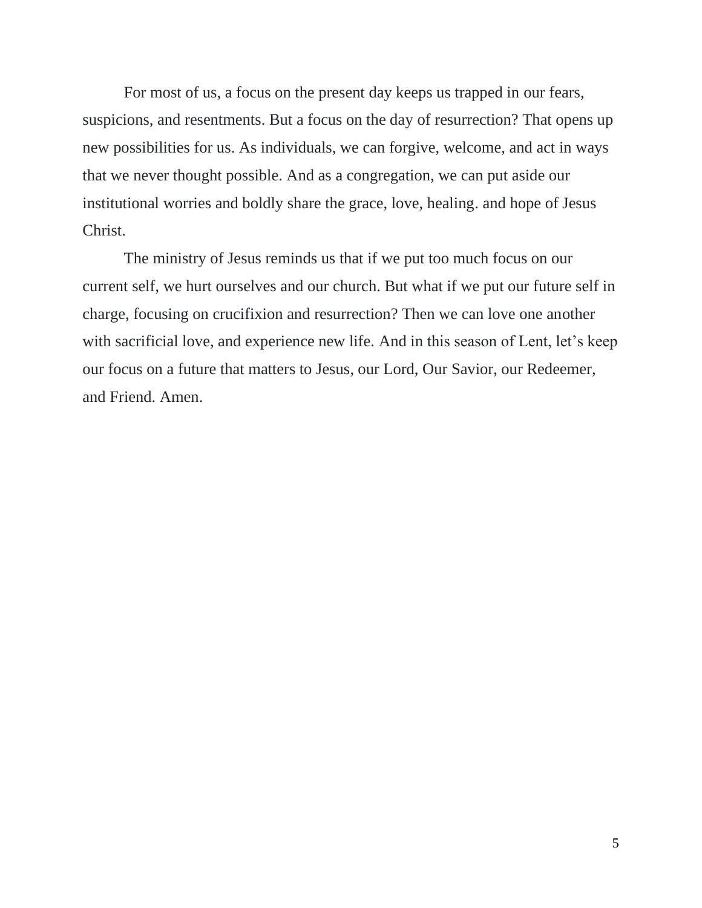For most of us, a focus on the present day keeps us trapped in our fears, suspicions, and resentments. But a focus on the day of resurrection? That opens up new possibilities for us. As individuals, we can forgive, welcome, and act in ways that we never thought possible. And as a congregation, we can put aside our institutional worries and boldly share the grace, love, healing. and hope of Jesus Christ.

The ministry of Jesus reminds us that if we put too much focus on our current self, we hurt ourselves and our church. But what if we put our future self in charge, focusing on crucifixion and resurrection? Then we can love one another with sacrificial love, and experience new life. And in this season of Lent, let's keep our focus on a future that matters to Jesus, our Lord, Our Savior, our Redeemer, and Friend. Amen.